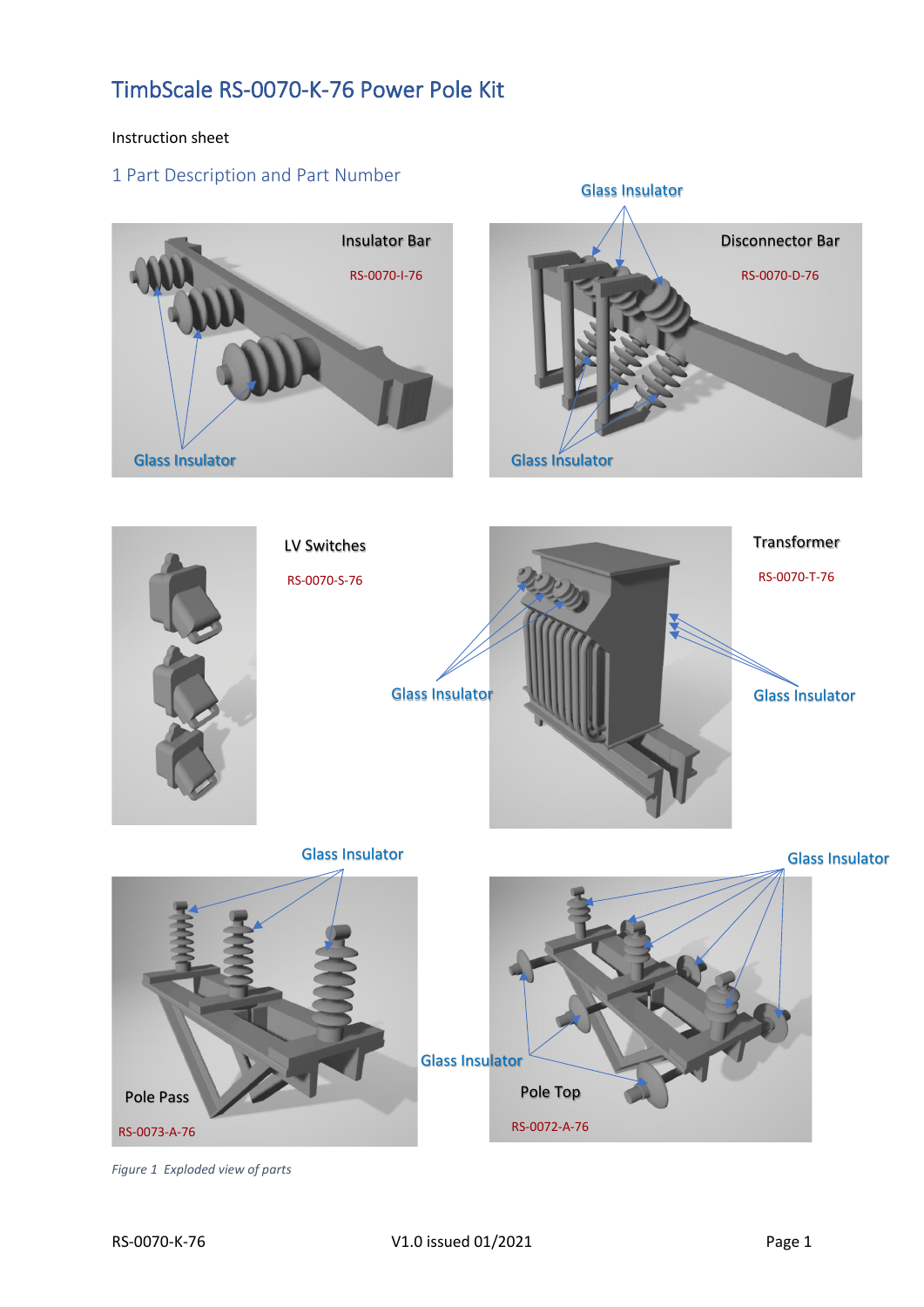# TimbScale RS-0070-K-76 Power Pole Kit

Instruction sheet

## 1 Part Description and Part Number

Insulator Bar

RS-0070-I-76

Glass Insulator

Disconnector Bar

RS-0070-D-76

Glass Insulator

Glass Insulator

LV Switches

RS-0070-S-76

Transformer

RS-0070-T-76

Glass Insulator

Glass Insulator

Glass Insulator

Pole Pass

RS-0073-A-76

Glass Insulator

Glass Insulator

Pole Top

RS-0072-A-76

*Figure 1 Exploded view of parts*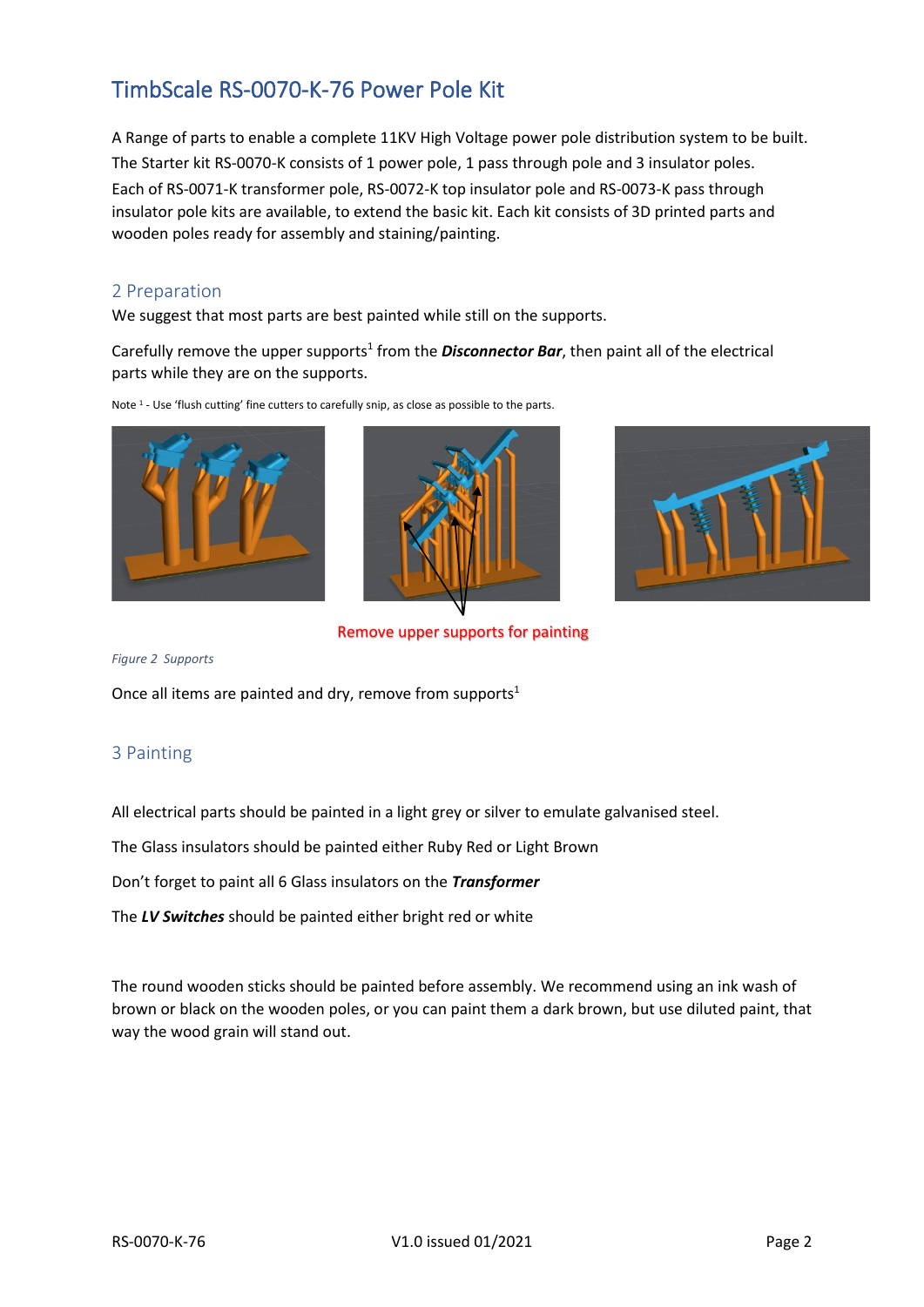# TimbScale RS-0070-K-76 Power Pole Kit

A Range of parts to enable a complete 11KV High Voltage power pole distribution system to be built. The Starter kit RS-0070-K consists of 1 power pole, 1 pass through pole and 3 insulator poles. Each of RS-0071-K transformer pole, RS-0072-K top insulator pole and RS-0073-K pass through insulator pole kits are available, to extend the basic kit. Each kit consists of 3D printed parts and wooden poles ready for assembly and staining/painting.

## 2 Preparation

We suggest that most parts are best painted while still on the supports.

Carefully remove the upper supports[1] from the ***Disconnector Bar***, then paint all of the electrical parts while they are on the supports.

Note [1] - Use 'flush cutting' fine cutters to carefully snip, as close as possible to the parts.

Remove upper supports for painting

*Figure 2 Supports*

Once all items are painted and dry, remove from supports[1]

## 3 Painting

All electrical parts should be painted in a light grey or silver to emulate galvanised steel.

The Glass insulators should be painted either Ruby Red or Light Brown

Don't forget to paint all 6 Glass insulators on the ***Transformer***

The ***LV Switches*** should be painted either bright red or white

The round wooden sticks should be painted before assembly. We recommend using an ink wash of brown or black on the wooden poles, or you can paint them a dark brown, but use diluted paint, that way the wood grain will stand out.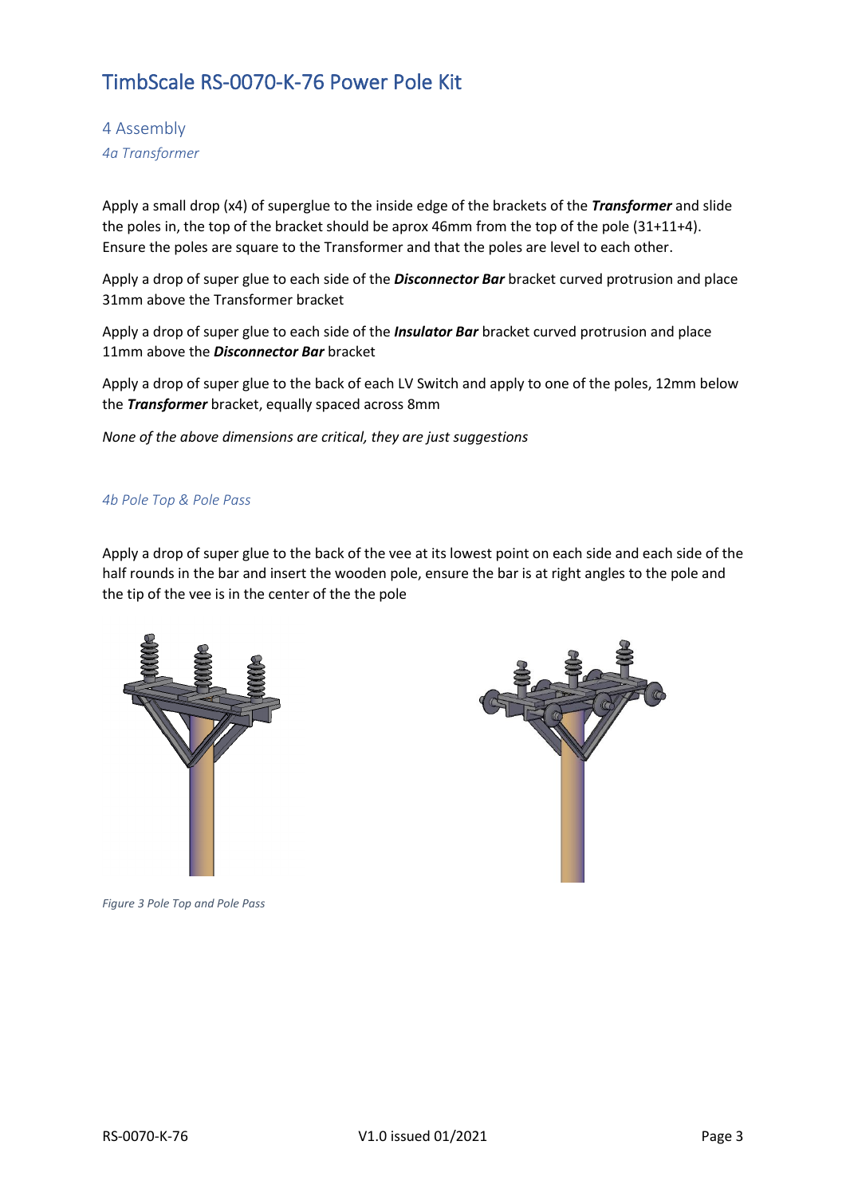# TimbScale RS-0070-K-76 Power Pole Kit

## 4 Assembly

### *4a Transformer*

Apply a small drop (x4) of superglue to the inside edge of the brackets of the ***Transformer*** and slide the poles in, the top of the bracket should be aprox 46mm from the top of the pole (31+11+4). Ensure the poles are square to the Transformer and that the poles are level to each other.

Apply a drop of super glue to each side of the ***Disconnector Bar*** bracket curved protrusion and place 31mm above the Transformer bracket

Apply a drop of super glue to each side of the ***Insulator Bar*** bracket curved protrusion and place 11mm above the ***Disconnector Bar*** bracket

Apply a drop of super glue to the back of each LV Switch and apply to one of the poles, 12mm below the ***Transformer*** bracket, equally spaced across 8mm

*None of the above dimensions are critical, they are just suggestions*

### *4b Pole Top & Pole Pass*

Apply a drop of super glue to the back of the vee at its lowest point on each side and each side of the half rounds in the bar and insert the wooden pole, ensure the bar is at right angles to the pole and the tip of the vee is in the center of the the pole

*Figure 3 Pole Top and Pole Pass*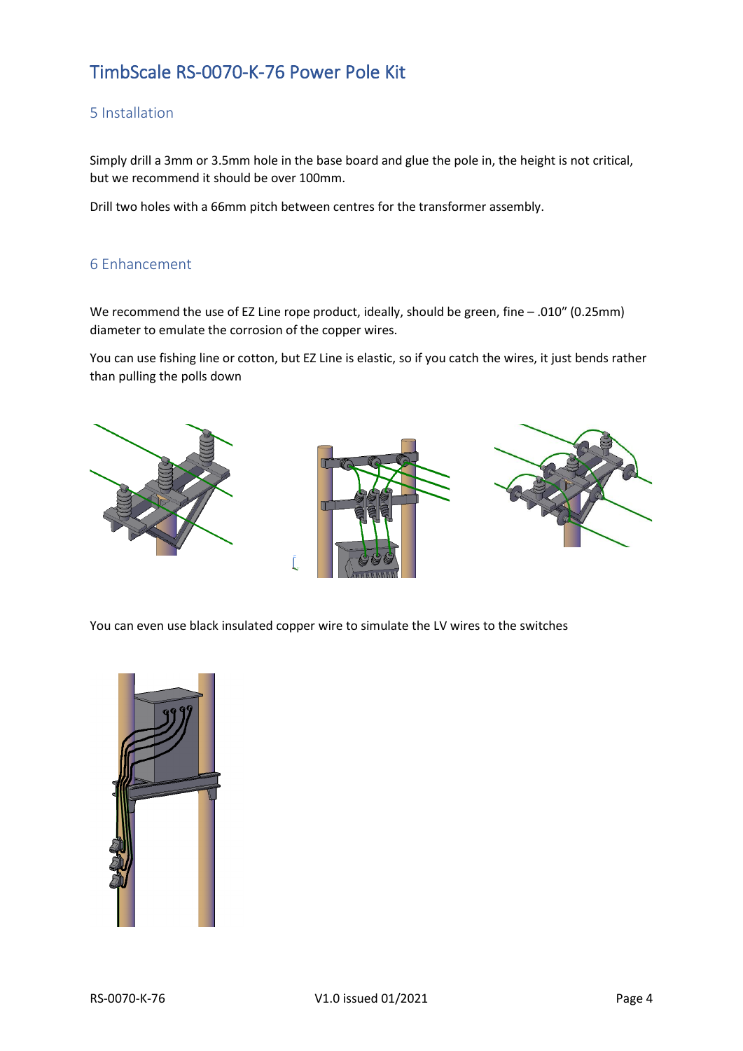# TimbScale RS-0070-K-76 Power Pole Kit

## 5 Installation

Simply drill a 3mm or 3.5mm hole in the base board and glue the pole in, the height is not critical, but we recommend it should be over 100mm.

Drill two holes with a 66mm pitch between centres for the transformer assembly.

## 6 Enhancement

We recommend the use of EZ Line rope product, ideally, should be green, fine – .010" (0.25mm) diameter to emulate the corrosion of the copper wires.

You can use fishing line or cotton, but EZ Line is elastic, so if you catch the wires, it just bends rather than pulling the polls down

You can even use black insulated copper wire to simulate the LV wires to the switches